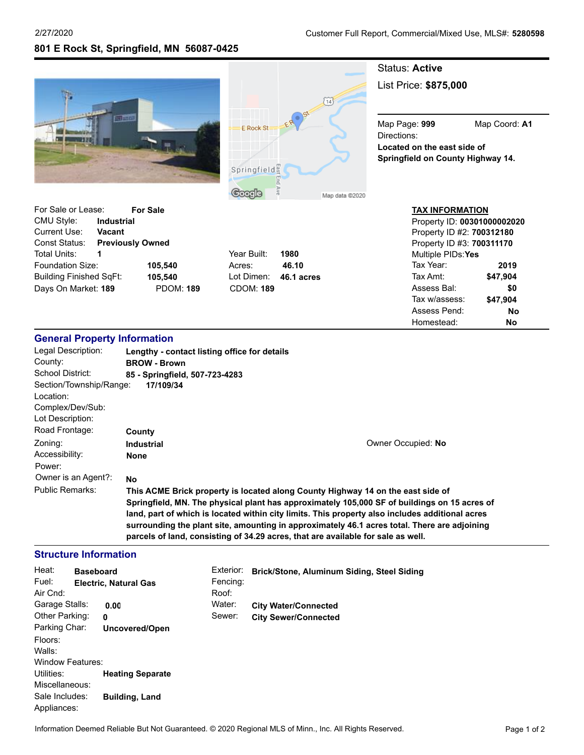2/27/2020 Customer Full Report, Commercial/Mixed Use, MLS#: **5280598**

# 801 E Rock St, Springfield, MN 56087-0425

Status: **Active**

List Price: **$875,000**

Map Page: **999** Map Coord: **A1**

Directions:
**Located on the east side of Springfield on County Highway 14.**

For Sale or Lease: **For Sale**
CMU Style: **Industrial**
Current Use: **Vacant**
Const Status: **Previously Owned**
Total Units: **1**
Foundation Size: **105,540**
Building Finished SqFt: **105,540**
Days On Market: **189** PDOM: **189**

Year Built: **1980**
Acres: **46.10**
Lot Dimen: **46.1 acres**
CDOM: **189**

**TAX INFORMATION**

Property ID: **00301000002020**
Property ID #2: **700312180**
Property ID #3: **700311170**
Multiple PIDs: **Yes**

| | |
|---|---|
| Tax Year: | **2019** |
| Tax Amt: | **$47,904** |
| Assess Bal: | **$0** |
| Tax w/assess: | **$47,904** |
| Assess Pend: | **No** |
| Homestead: | **No** |

## General Property Information

Legal Description: **Lengthy - contact listing office for details**
County: **BROW - Brown**
School District: **85 - Springfield, 507-723-4283**
Section/Township/Range: **17/109/34**
Location:
Complex/Dev/Sub:
Lot Description:
Road Frontage: **County**
Zoning: **Industrial**
Owner Occupied: **No**
Accessibility: **None**
Power:
Owner is an Agent?: **No**
Public Remarks: **This ACME Brick property is located along County Highway 14 on the east side of Springfield, MN. The physical plant has approximately 105,000 SF of buildings on 15 acres of land, part of which is located within city limits. This property also includes additional acres surrounding the plant site, amounting in approximately 46.1 acres total. There are adjoining parcels of land, consisting of 34.29 acres, that are available for sale as well.**

## Structure Information

Heat: **Baseboard**
Fuel: **Electric, Natural Gas**
Air Cnd:
Garage Stalls: **0.00**
Other Parking: **0**
Parking Char: **Uncovered/Open**
Floors:
Walls:
Window Features:
Utilities: **Heating Separate**
Miscellaneous:
Sale Includes: **Building, Land**
Appliances:

Exterior: **Brick/Stone, Aluminum Siding, Steel Siding**
Fencing:
Roof:
Water: **City Water/Connected**
Sewer: **City Sewer/Connected**

Information Deemed Reliable But Not Guaranteed. © 2020 Regional MLS of Minn., Inc. All Rights Reserved.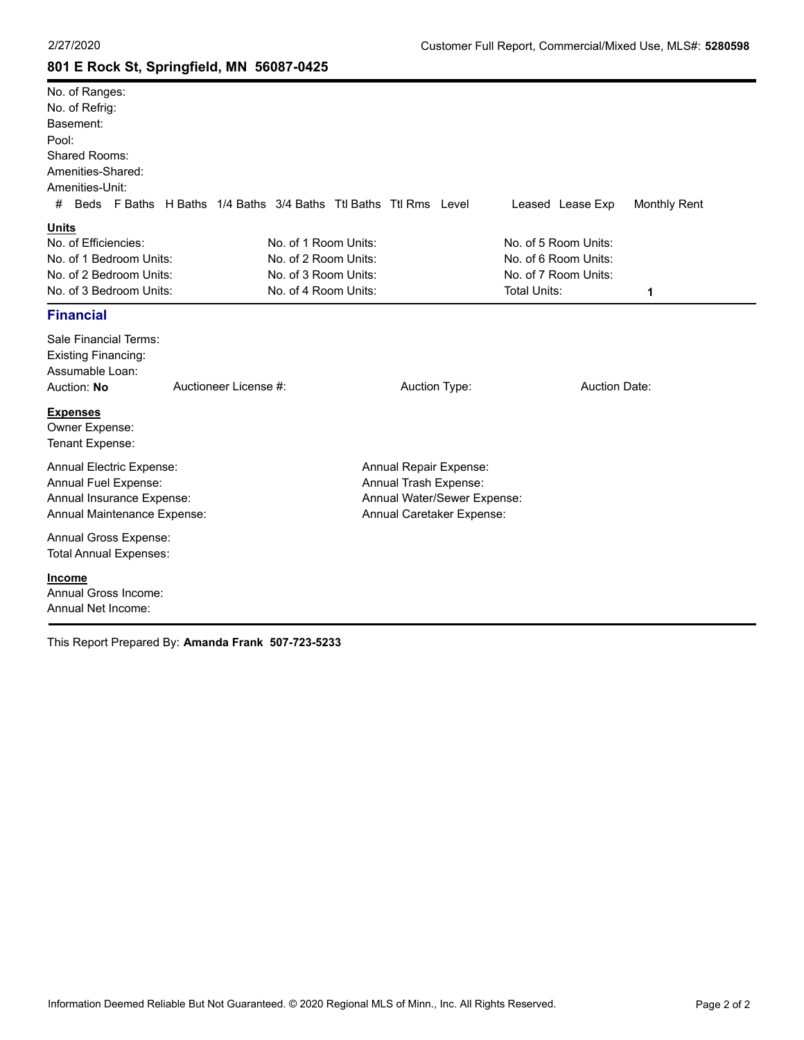## 801 E Rock St, Springfield, MN 56087-0425

No. of Ranges:
No. of Refrig:
Basement:
Pool:
Shared Rooms:
Amenities-Shared:
Amenities-Unit:

| # | Beds | F Baths | H Baths | 1/4 Baths | 3/4 Baths | Ttl Baths | Ttl Rms | Level | Leased | Lease Exp | Monthly Rent |
|---|---|---|---|---|---|---|---|---|---|---|---|

### Units

| | | | | | |
|---|---|---|---|---|---|
| No. of Efficiencies: | | No. of 1 Room Units: | | No. of 5 Room Units: | |
| No. of 1 Bedroom Units: | | No. of 2 Room Units: | | No. of 6 Room Units: | |
| No. of 2 Bedroom Units: | | No. of 3 Room Units: | | No. of 7 Room Units: | |
| No. of 3 Bedroom Units: | | No. of 4 Room Units: | | Total Units: | 1 |

## Financial

Sale Financial Terms:
Existing Financing:
Assumable Loan:
Auction: **No** Auctioneer License #: Auction Type: Auction Date:

### Expenses

Owner Expense:
Tenant Expense:

Annual Electric Expense:
Annual Fuel Expense:
Annual Insurance Expense:
Annual Maintenance Expense:
Annual Repair Expense:
Annual Trash Expense:
Annual Water/Sewer Expense:
Annual Caretaker Expense:

Annual Gross Expense:
Total Annual Expenses:

### Income

Annual Gross Income:
Annual Net Income:

This Report Prepared By: **Amanda Frank 507-723-5233**

Information Deemed Reliable But Not Guaranteed. © 2020 Regional MLS of Minn., Inc. All Rights Reserved.